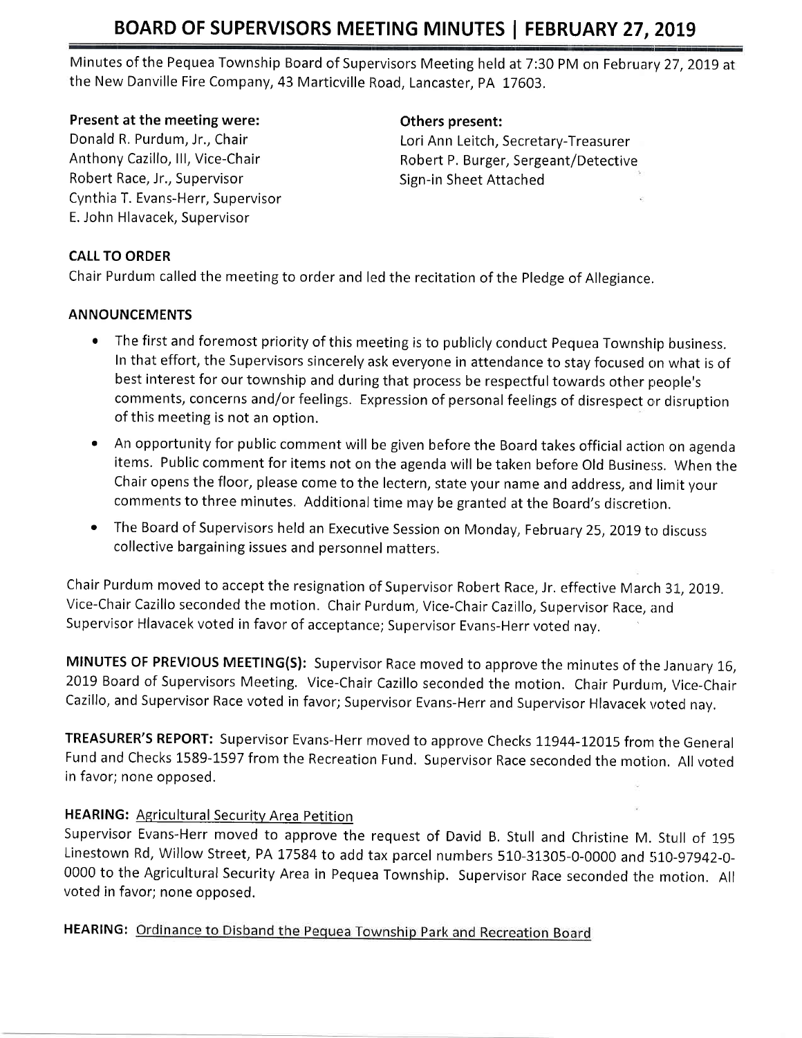# BOARD OF SUPERVISORS MEETING MINUTES | FEBRUARY 27, 2019

Minutes of the Pequea Township Board of Supervisors Meeting held at 7:30 PM on February 27, 2019 at the New Danville Fire Company, 43 Marticville Road, Lancaster, PA 17603.

**Present at the meeting were:**
Donald R. Purdum, Jr., Chair
Anthony Cazillo, III, Vice-Chair
Robert Race, Jr., Supervisor
Cynthia T. Evans-Herr, Supervisor
E. John Hlavacek, Supervisor

**Others present:**
Lori Ann Leitch, Secretary-Treasurer
Robert P. Burger, Sergeant/Detective
Sign-in Sheet Attached

**CALL TO ORDER**

Chair Purdum called the meeting to order and led the recitation of the Pledge of Allegiance.

**ANNOUNCEMENTS**

- The first and foremost priority of this meeting is to publicly conduct Pequea Township business. In that effort, the Supervisors sincerely ask everyone in attendance to stay focused on what is of best interest for our township and during that process be respectful towards other people's comments, concerns and/or feelings. Expression of personal feelings of disrespect or disruption of this meeting is not an option.
- An opportunity for public comment will be given before the Board takes official action on agenda items. Public comment for items not on the agenda will be taken before Old Business. When the Chair opens the floor, please come to the lectern, state your name and address, and limit your comments to three minutes. Additional time may be granted at the Board's discretion.
- The Board of Supervisors held an Executive Session on Monday, February 25, 2019 to discuss collective bargaining issues and personnel matters.

Chair Purdum moved to accept the resignation of Supervisor Robert Race, Jr. effective March 31, 2019. Vice-Chair Cazillo seconded the motion. Chair Purdum, Vice-Chair Cazillo, Supervisor Race, and Supervisor Hlavacek voted in favor of acceptance; Supervisor Evans-Herr voted nay.

**MINUTES OF PREVIOUS MEETING(S):** Supervisor Race moved to approve the minutes of the January 16, 2019 Board of Supervisors Meeting. Vice-Chair Cazillo seconded the motion. Chair Purdum, Vice-Chair Cazillo, and Supervisor Race voted in favor; Supervisor Evans-Herr and Supervisor Hlavacek voted nay.

**TREASURER'S REPORT:** Supervisor Evans-Herr moved to approve Checks 11944-12015 from the General Fund and Checks 1589-1597 from the Recreation Fund. Supervisor Race seconded the motion. All voted in favor; none opposed.

**HEARING:** Agricultural Security Area Petition

Supervisor Evans-Herr moved to approve the request of David B. Stull and Christine M. Stull of 195 Linestown Rd, Willow Street, PA 17584 to add tax parcel numbers 510-31305-0-0000 and 510-97942-0-0000 to the Agricultural Security Area in Pequea Township. Supervisor Race seconded the motion. All voted in favor; none opposed.

**HEARING:** Ordinance to Disband the Pequea Township Park and Recreation Board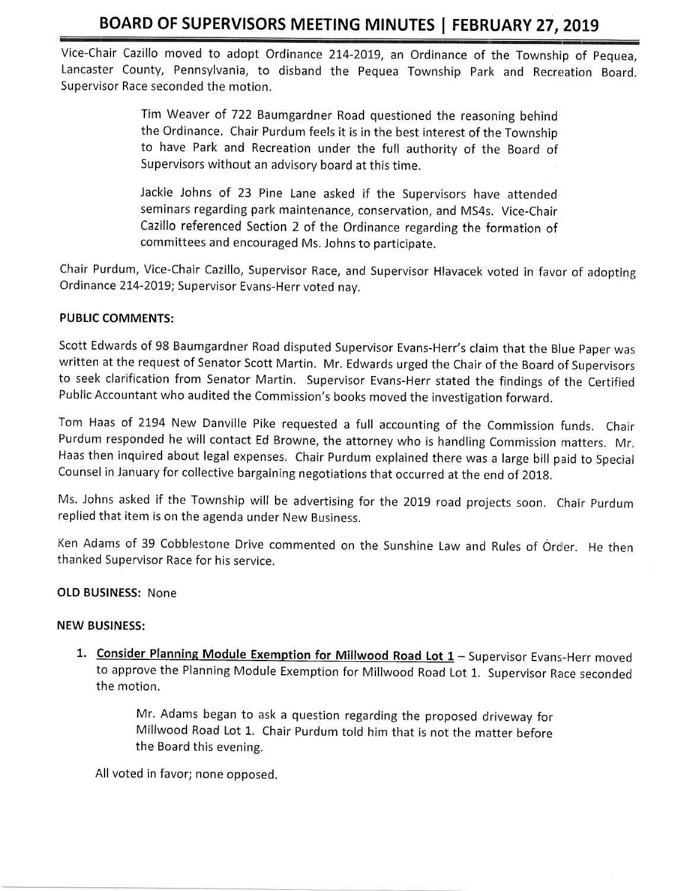Vice-Chair Cazillo moved to adopt Ordinance 214-2019, an Ordinance of the Township of Pequea, Lancaster County, Pennsylvania, to disband the Pequea Township Park and Recreation Board. Supervisor Race seconded the motion.

> Tim Weaver of 722 Baumgardner Road questioned the reasoning behind the Ordinance. Chair Purdum feels it is in the best interest of the Township to have Park and Recreation under the full authority of the Board of Supervisors without an advisory board at this time.
>
> Jackie Johns of 23 Pine Lane asked if the Supervisors have attended seminars regarding park maintenance, conservation, and MS4s. Vice-Chair Cazillo referenced Section 2 of the Ordinance regarding the formation of committees and encouraged Ms. Johns to participate.

Chair Purdum, Vice-Chair Cazillo, Supervisor Race, and Supervisor Hlavacek voted in favor of adopting Ordinance 214-2019; Supervisor Evans-Herr voted nay.

**PUBLIC COMMENTS:**

Scott Edwards of 98 Baumgardner Road disputed Supervisor Evans-Herr's claim that the Blue Paper was written at the request of Senator Scott Martin. Mr. Edwards urged the Chair of the Board of Supervisors to seek clarification from Senator Martin. Supervisor Evans-Herr stated the findings of the Certified Public Accountant who audited the Commission's books moved the investigation forward.

Tom Haas of 2194 New Danville Pike requested a full accounting of the Commission funds. Chair Purdum responded he will contact Ed Browne, the attorney who is handling Commission matters. Mr. Haas then inquired about legal expenses. Chair Purdum explained there was a large bill paid to Special Counsel in January for collective bargaining negotiations that occurred at the end of 2018.

Ms. Johns asked if the Township will be advertising for the 2019 road projects soon. Chair Purdum replied that item is on the agenda under New Business.

Ken Adams of 39 Cobblestone Drive commented on the Sunshine Law and Rules of Order. He then thanked Supervisor Race for his service.

**OLD BUSINESS:** None

**NEW BUSINESS:**

1. **Consider Planning Module Exemption for Millwood Road Lot 1** – Supervisor Evans-Herr moved to approve the Planning Module Exemption for Millwood Road Lot 1. Supervisor Race seconded the motion.

   > Mr. Adams began to ask a question regarding the proposed driveway for Millwood Road Lot 1. Chair Purdum told him that is not the matter before the Board this evening.

   All voted in favor; none opposed.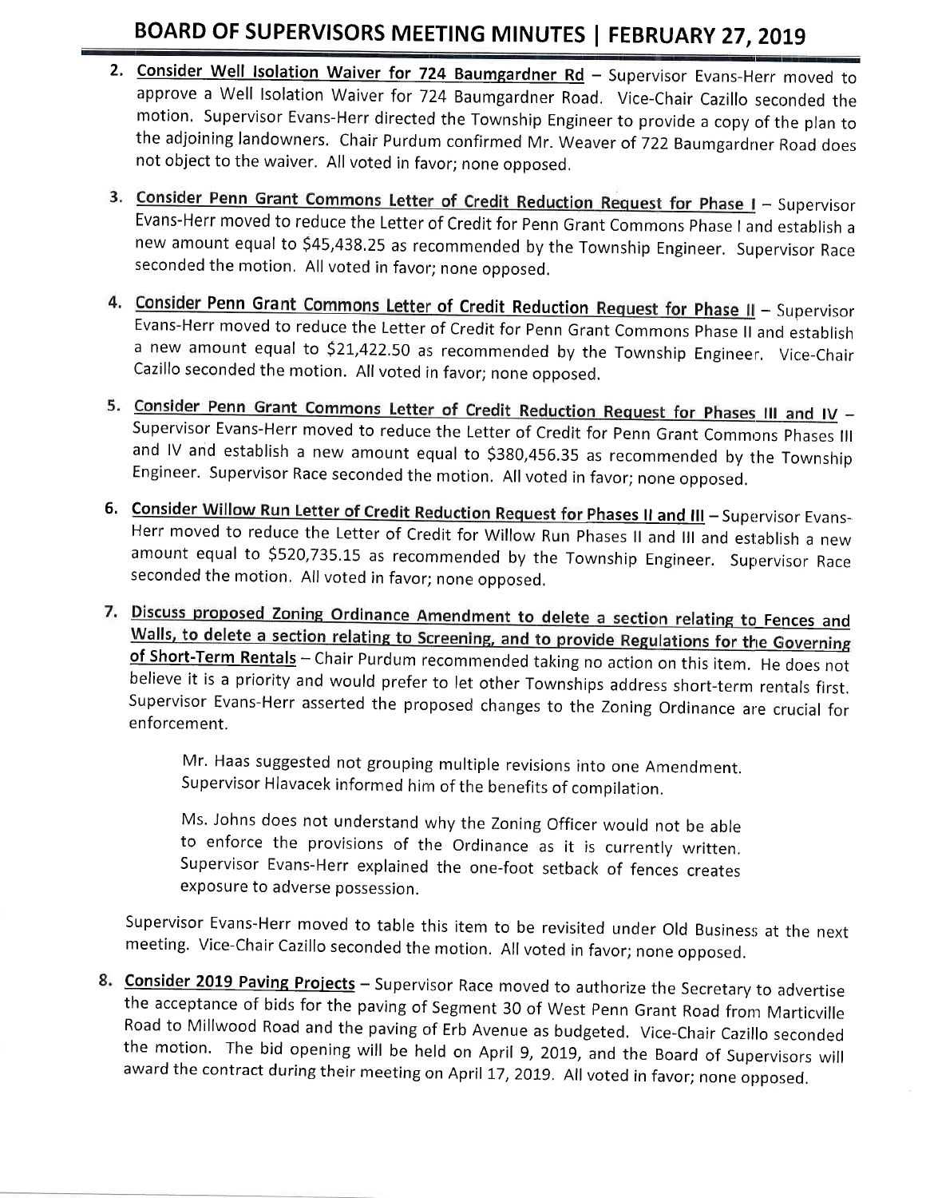2. **Consider Well Isolation Waiver for 724 Baumgardner Rd** – Supervisor Evans-Herr moved to approve a Well Isolation Waiver for 724 Baumgardner Road. Vice-Chair Cazillo seconded the motion. Supervisor Evans-Herr directed the Township Engineer to provide a copy of the plan to the adjoining landowners. Chair Purdum confirmed Mr. Weaver of 722 Baumgardner Road does not object to the waiver. All voted in favor; none opposed.

3. **Consider Penn Grant Commons Letter of Credit Reduction Request for Phase I** – Supervisor Evans-Herr moved to reduce the Letter of Credit for Penn Grant Commons Phase I and establish a new amount equal to $45,438.25 as recommended by the Township Engineer. Supervisor Race seconded the motion. All voted in favor; none opposed.

4. **Consider Penn Grant Commons Letter of Credit Reduction Request for Phase II** – Supervisor Evans-Herr moved to reduce the Letter of Credit for Penn Grant Commons Phase II and establish a new amount equal to $21,422.50 as recommended by the Township Engineer. Vice-Chair Cazillo seconded the motion. All voted in favor; none opposed.

5. **Consider Penn Grant Commons Letter of Credit Reduction Request for Phases III and IV** – Supervisor Evans-Herr moved to reduce the Letter of Credit for Penn Grant Commons Phases III and IV and establish a new amount equal to $380,456.35 as recommended by the Township Engineer. Supervisor Race seconded the motion. All voted in favor; none opposed.

6. **Consider Willow Run Letter of Credit Reduction Request for Phases II and III** – Supervisor Evans-Herr moved to reduce the Letter of Credit for Willow Run Phases II and III and establish a new amount equal to $520,735.15 as recommended by the Township Engineer. Supervisor Race seconded the motion. All voted in favor; none opposed.

7. **Discuss proposed Zoning Ordinance Amendment to delete a section relating to Fences and Walls, to delete a section relating to Screening, and to provide Regulations for the Governing of Short-Term Rentals** – Chair Purdum recommended taking no action on this item. He does not believe it is a priority and would prefer to let other Townships address short-term rentals first. Supervisor Evans-Herr asserted the proposed changes to the Zoning Ordinance are crucial for enforcement.

   > Mr. Haas suggested not grouping multiple revisions into one Amendment. Supervisor Hlavacek informed him of the benefits of compilation.
   >
   > Ms. Johns does not understand why the Zoning Officer would not be able to enforce the provisions of the Ordinance as it is currently written. Supervisor Evans-Herr explained the one-foot setback of fences creates exposure to adverse possession.

   Supervisor Evans-Herr moved to table this item to be revisited under Old Business at the next meeting. Vice-Chair Cazillo seconded the motion. All voted in favor; none opposed.

8. **Consider 2019 Paving Projects** – Supervisor Race moved to authorize the Secretary to advertise the acceptance of bids for the paving of Segment 30 of West Penn Grant Road from Marticville Road to Millwood Road and the paving of Erb Avenue as budgeted. Vice-Chair Cazillo seconded the motion. The bid opening will be held on April 9, 2019, and the Board of Supervisors will award the contract during their meeting on April 17, 2019. All voted in favor; none opposed.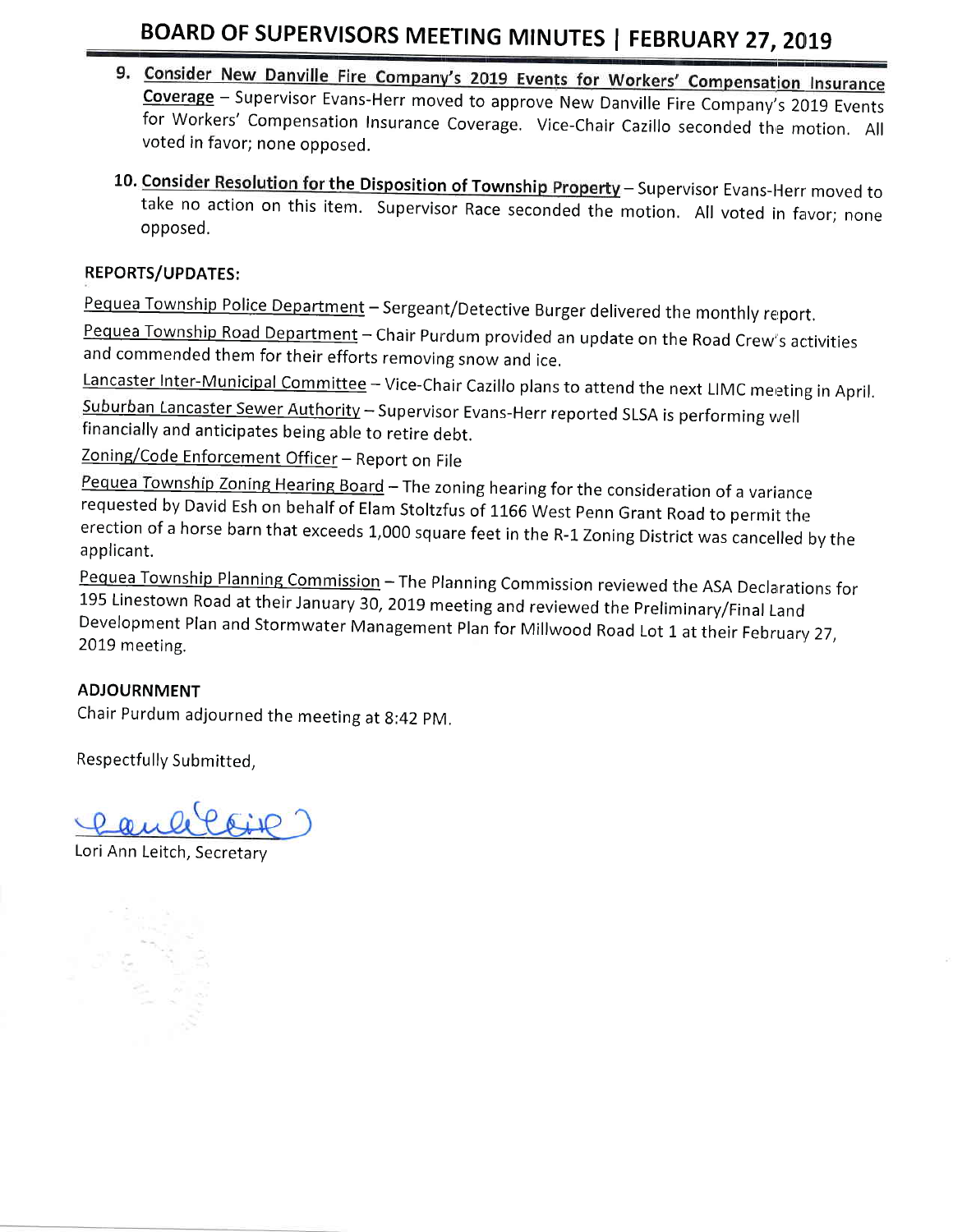9. **Consider New Danville Fire Company's 2019 Events for Workers' Compensation Insurance Coverage** – Supervisor Evans-Herr moved to approve New Danville Fire Company's 2019 Events for Workers' Compensation Insurance Coverage. Vice-Chair Cazillo seconded the motion. All voted in favor; none opposed.

10. **Consider Resolution for the Disposition of Township Property** – Supervisor Evans-Herr moved to take no action on this item. Supervisor Race seconded the motion. All voted in favor; none opposed.

**REPORTS/UPDATES:**

Pequea Township Police Department – Sergeant/Detective Burger delivered the monthly report.

Pequea Township Road Department – Chair Purdum provided an update on the Road Crew's activities and commended them for their efforts removing snow and ice.

Lancaster Inter-Municipal Committee – Vice-Chair Cazillo plans to attend the next LIMC meeting in April.

Suburban Lancaster Sewer Authority – Supervisor Evans-Herr reported SLSA is performing well financially and anticipates being able to retire debt.

Zoning/Code Enforcement Officer – Report on File

Pequea Township Zoning Hearing Board – The zoning hearing for the consideration of a variance requested by David Esh on behalf of Elam Stoltzfus of 1166 West Penn Grant Road to permit the erection of a horse barn that exceeds 1,000 square feet in the R-1 Zoning District was cancelled by the applicant.

Pequea Township Planning Commission – The Planning Commission reviewed the ASA Declarations for 195 Linestown Road at their January 30, 2019 meeting and reviewed the Preliminary/Final Land Development Plan and Stormwater Management Plan for Millwood Road Lot 1 at their February 27, 2019 meeting.

**ADJOURNMENT**

Chair Purdum adjourned the meeting at 8:42 PM.

Respectfully Submitted,

Lori Ann Leitch, Secretary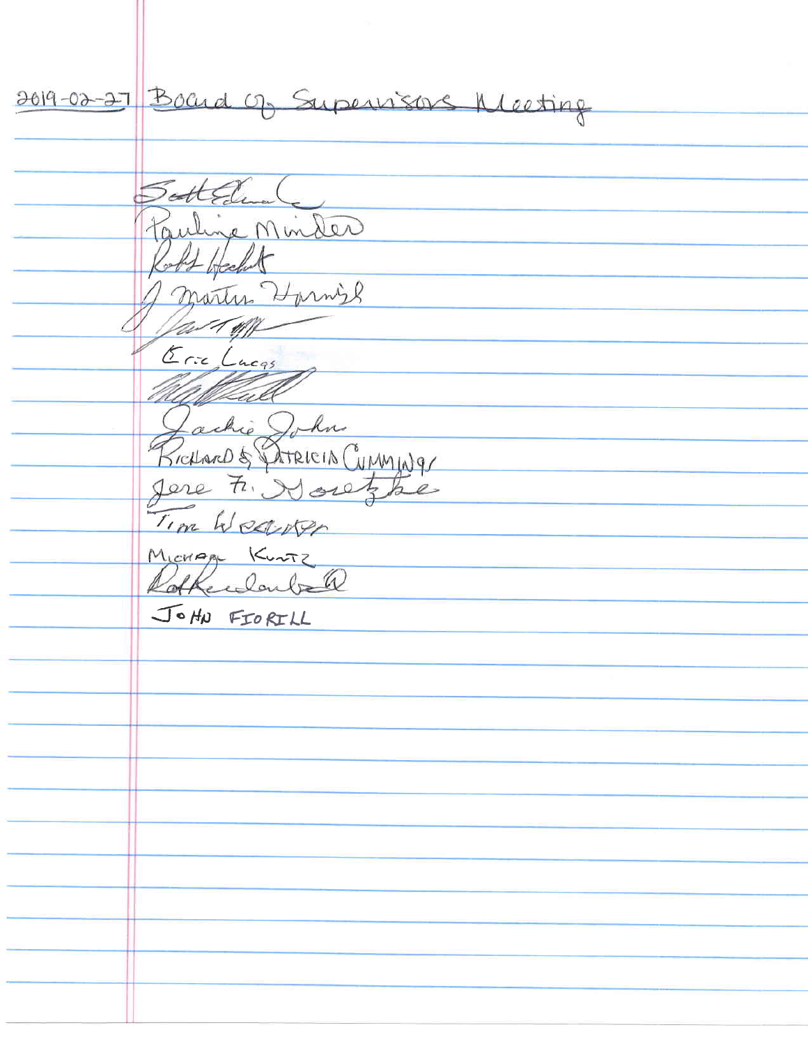2019-02-27 Board of Supervisors Meeting

Scott Edwards
Pauline Minder
Robt Herbst
J Martin Harnish
[signature]
Eric Lucas
[signature]
Jackie John
RICHARD & PATRICIA CUMMINGS
Jere F. Goetzke
Tim Weaver
MICHAEL KUNTZ
Rob Kreckenbald
JOHN FIORILL